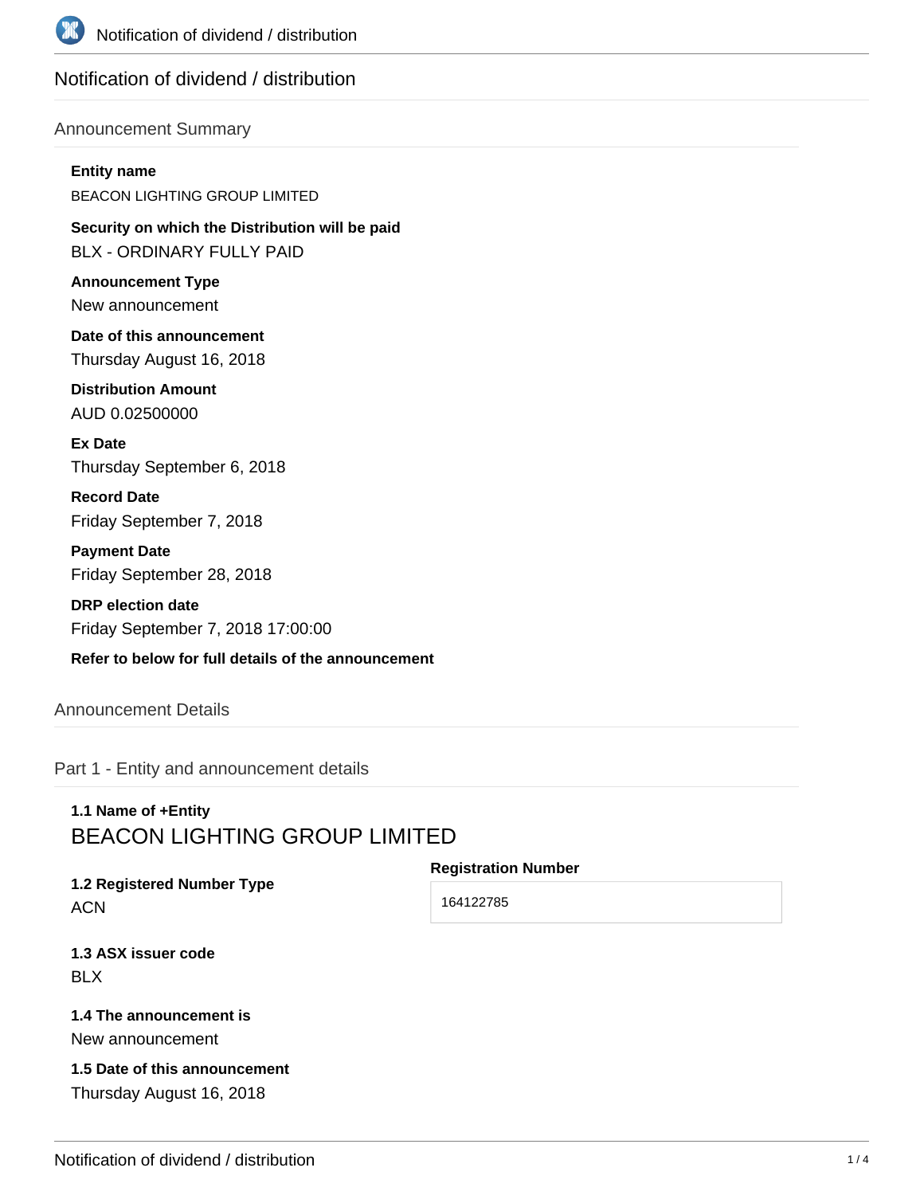# Notification of dividend / distribution

## Announcement Summary

**Entity name**

BEACON LIGHTING GROUP LIMITED

**Security on which the Distribution will be paid**

BLX - ORDINARY FULLY PAID

**Announcement Type**

New announcement

**Date of this announcement**

Thursday August 16, 2018

**Distribution Amount**

AUD 0.02500000

**Ex Date**

Thursday September 6, 2018

**Record Date**

Friday September 7, 2018

**Payment Date**

Friday September 28, 2018

**DRP election date**

Friday September 7, 2018 17:00:00

**Refer to below for full details of the announcement**

## Announcement Details

### Part 1 - Entity and announcement details

**1.1 Name of +Entity**

BEACON LIGHTING GROUP LIMITED

**1.2 Registered Number Type**

ACN

**Registration Number**

164122785

**1.3 ASX issuer code**

BLX

**1.4 The announcement is**

New announcement

**1.5 Date of this announcement**

Thursday August 16, 2018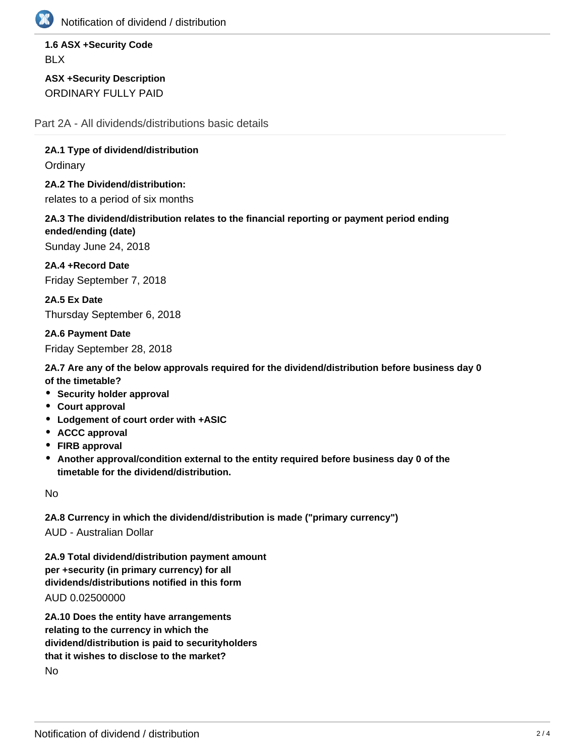**1.6 ASX +Security Code**

BLX

**ASX +Security Description**

ORDINARY FULLY PAID

## Part 2A - All dividends/distributions basic details

**2A.1 Type of dividend/distribution**

Ordinary

**2A.2 The Dividend/distribution:**

relates to a period of six months

**2A.3 The dividend/distribution relates to the financial reporting or payment period ending ended/ending (date)**

Sunday June 24, 2018

**2A.4 +Record Date**

Friday September 7, 2018

**2A.5 Ex Date**

Thursday September 6, 2018

**2A.6 Payment Date**

Friday September 28, 2018

**2A.7 Are any of the below approvals required for the dividend/distribution before business day 0 of the timetable?**

- **Security holder approval**
- **Court approval**
- **Lodgement of court order with +ASIC**
- **ACCC approval**
- **FIRB approval**
- **Another approval/condition external to the entity required before business day 0 of the timetable for the dividend/distribution.**

No

**2A.8 Currency in which the dividend/distribution is made ("primary currency")**

AUD - Australian Dollar

**2A.9 Total dividend/distribution payment amount per +security (in primary currency) for all dividends/distributions notified in this form**

AUD 0.02500000

**2A.10 Does the entity have arrangements relating to the currency in which the dividend/distribution is paid to securityholders that it wishes to disclose to the market?**

No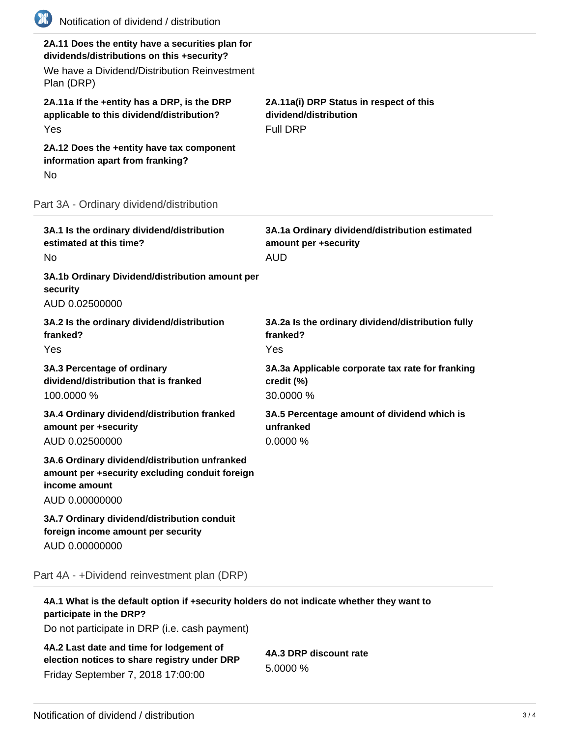**2A.11 Does the entity have a securities plan for dividends/distributions on this +security?**

We have a Dividend/Distribution Reinvestment Plan (DRP)

**2A.11a If the +entity has a DRP, is the DRP applicable to this dividend/distribution?**

Yes

**2A.11a(i) DRP Status in respect of this dividend/distribution**

Full DRP

**2A.12 Does the +entity have tax component information apart from franking?**

No

## Part 3A - Ordinary dividend/distribution

**3A.1 Is the ordinary dividend/distribution estimated at this time?**

No

**3A.1a Ordinary dividend/distribution estimated amount per +security**

AUD

**3A.1b Ordinary Dividend/distribution amount per security**

AUD 0.02500000

**3A.2 Is the ordinary dividend/distribution franked?**

Yes

**3A.2a Is the ordinary dividend/distribution fully franked?**

Yes

**3A.3 Percentage of ordinary dividend/distribution that is franked**

100.0000 %

**3A.3a Applicable corporate tax rate for franking credit (%)**

30.0000 %

**3A.4 Ordinary dividend/distribution franked amount per +security**

AUD 0.02500000

**3A.5 Percentage amount of dividend which is unfranked**

0.0000 %

**3A.6 Ordinary dividend/distribution unfranked amount per +security excluding conduit foreign income amount**

AUD 0.00000000

**3A.7 Ordinary dividend/distribution conduit foreign income amount per security**

AUD 0.00000000

## Part 4A - +Dividend reinvestment plan (DRP)

**4A.1 What is the default option if +security holders do not indicate whether they want to participate in the DRP?**

Do not participate in DRP (i.e. cash payment)

**4A.2 Last date and time for lodgement of election notices to share registry under DRP**

Friday September 7, 2018 17:00:00

**4A.3 DRP discount rate**

5.0000 %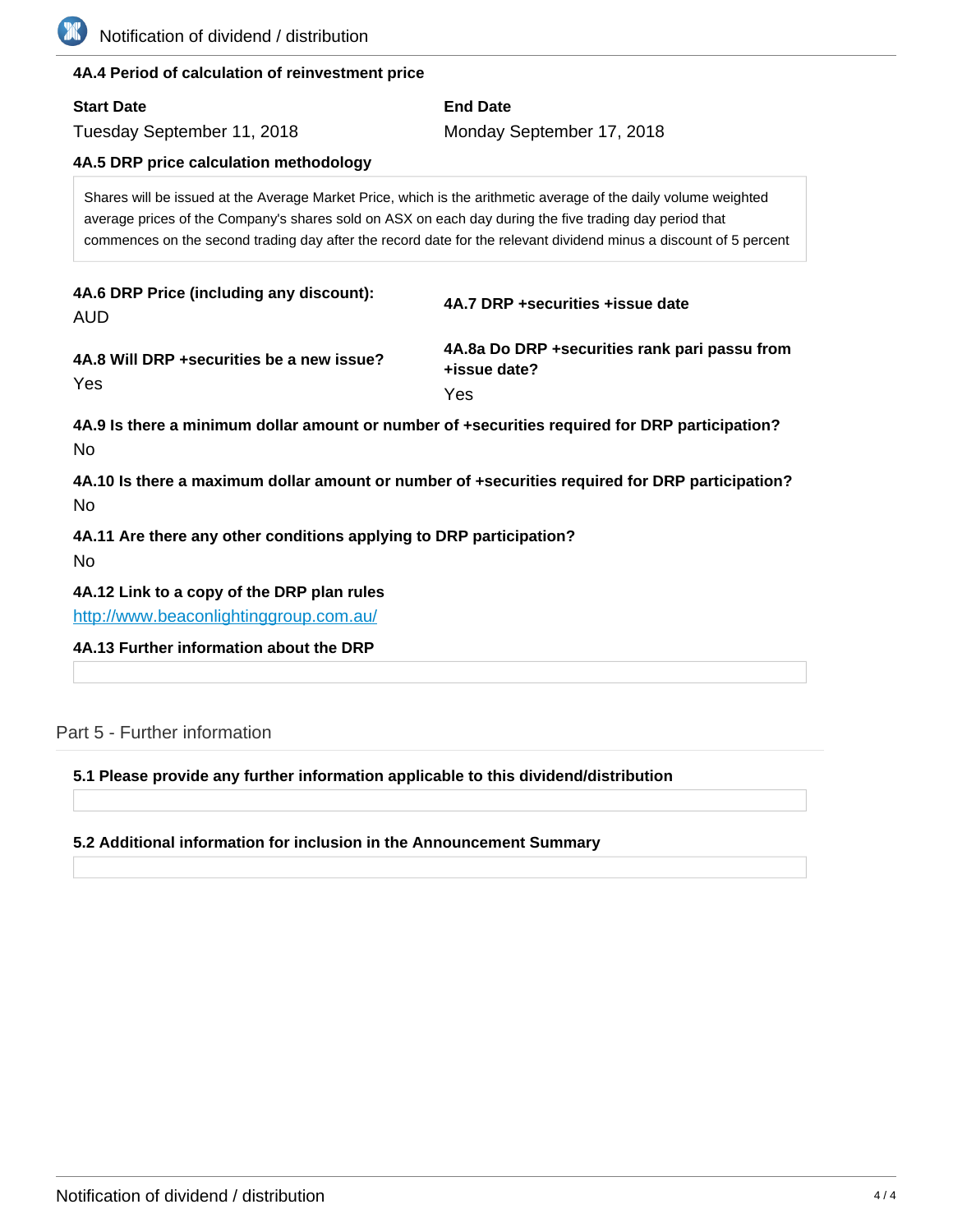### 4A.4 Period of calculation of reinvestment price

**Start Date**
Tuesday September 11, 2018

**End Date**
Monday September 17, 2018

### 4A.5 DRP price calculation methodology

Shares will be issued at the Average Market Price, which is the arithmetic average of the daily volume weighted average prices of the Company's shares sold on ASX on each day during the five trading day period that commences on the second trading day after the record date for the relevant dividend minus a discount of 5 percent

**4A.6 DRP Price (including any discount):**
AUD

**4A.7 DRP +securities +issue date**

**4A.8 Will DRP +securities be a new issue?**
Yes

**4A.8a Do DRP +securities rank pari passu from +issue date?**
Yes

**4A.9 Is there a minimum dollar amount or number of +securities required for DRP participation?**
No

**4A.10 Is there a maximum dollar amount or number of +securities required for DRP participation?**
No

**4A.11 Are there any other conditions applying to DRP participation?**
No

**4A.12 Link to a copy of the DRP plan rules**
http://www.beaconlightinggroup.com.au/

**4A.13 Further information about the DRP**

## Part 5 - Further information

**5.1 Please provide any further information applicable to this dividend/distribution**

**5.2 Additional information for inclusion in the Announcement Summary**